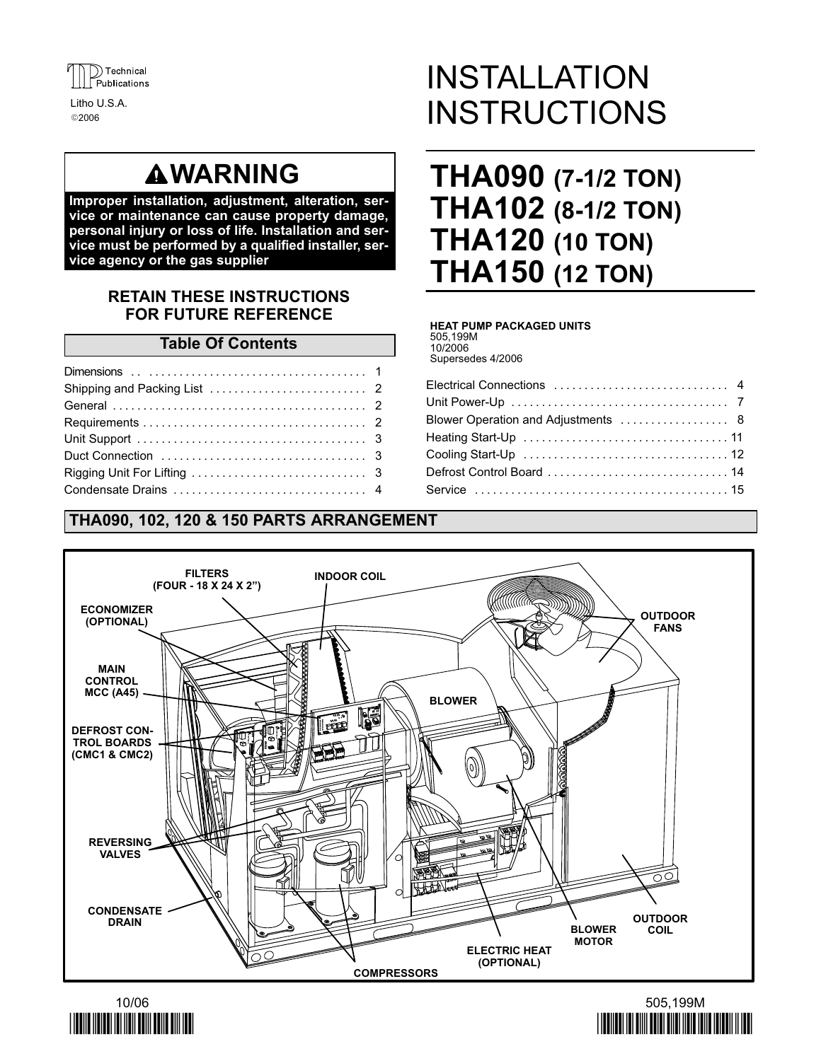Technical Publications

Litho U.S.A.
©2006

# INSTALLATION INSTRUCTIONS

# THA090 (7-1/2 TON)
# THA102 (8-1/2 TON)
# THA120 (10 TON)
# THA150 (12 TON)

**HEAT PUMP PACKAGED UNITS**
505,199M
10/2006
Supersedes 4/2006

## ⚠WARNING

**Improper installation, adjustment, alteration, service or maintenance can cause property damage, personal injury or loss of life. Installation and service must be performed by a qualified installer, service agency or the gas supplier**

**RETAIN THESE INSTRUCTIONS FOR FUTURE REFERENCE**

## Table Of Contents

| | |
|---|---|
| Dimensions | 1 |
| Shipping and Packing List | 2 |
| General | 2 |
| Requirements | 2 |
| Unit Support | 3 |
| Duct Connection | 3 |
| Rigging Unit For Lifting | 3 |
| Condensate Drains | 4 |
| Electrical Connections | 4 |
| Unit Power-Up | 7 |
| Blower Operation and Adjustments | 8 |
| Heating Start-Up | 11 |
| Cooling Start-Up | 12 |
| Defrost Control Board | 14 |
| Service | 15 |

## THA090, 102, 120 & 150 PARTS ARRANGEMENT

FILTERS (FOUR - 18 X 24 X 2")
INDOOR COIL
ECONOMIZER (OPTIONAL)
MAIN CONTROL MCC (A45)
DEFROST CONTROL BOARDS (CMC1 & CMC2)
REVERSING VALVES
CONDENSATE DRAIN
COMPRESSORS
ELECTRIC HEAT (OPTIONAL)
BLOWER
BLOWER MOTOR
OUTDOOR FANS
OUTDOOR COIL

10/06 505,199M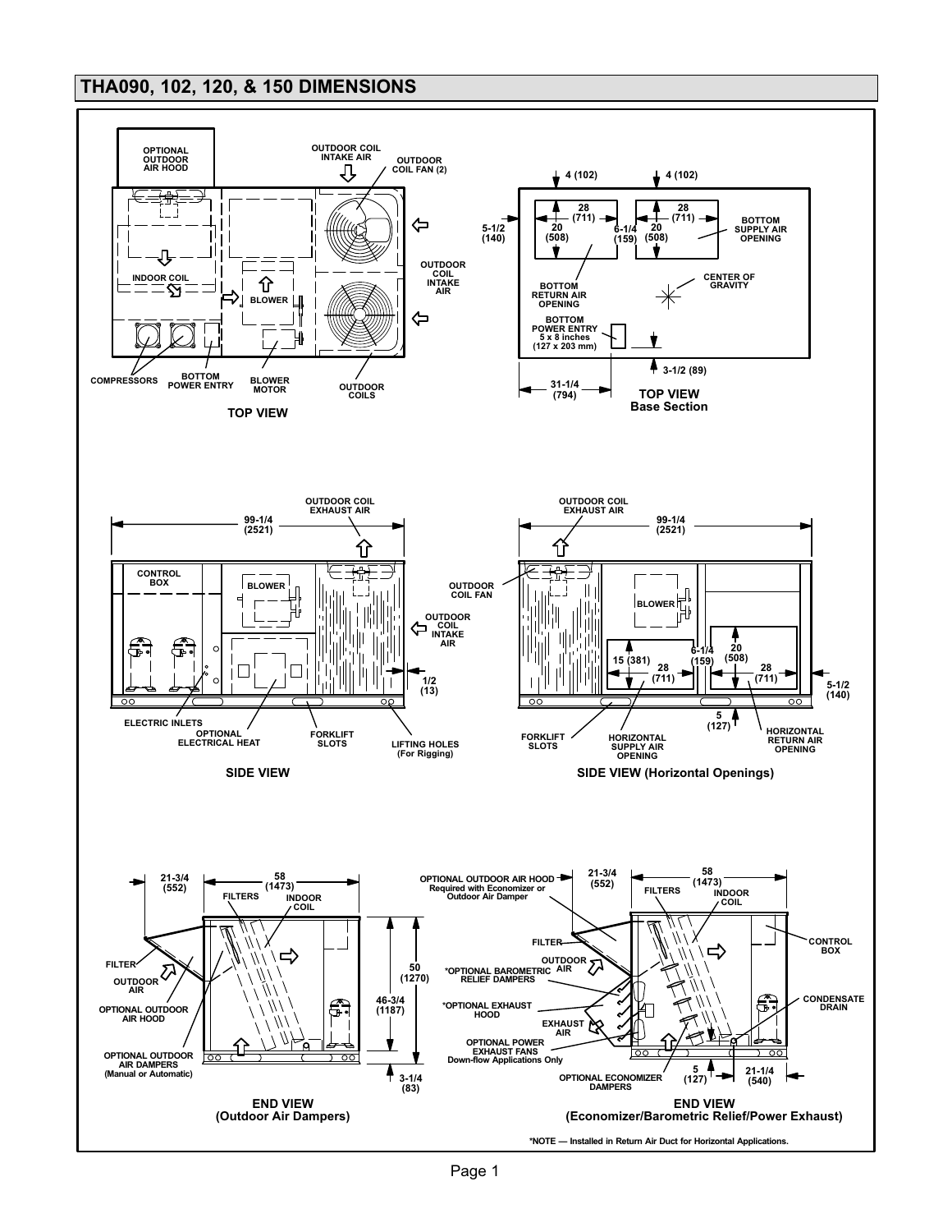# THA090, 102, 120, & 150 DIMENSIONS

**TOP VIEW**

OPTIONAL OUTDOOR AIR HOOD
OUTDOOR COIL INTAKE AIR
OUTDOOR COIL FAN (2)
OUTDOOR COIL INTAKE AIR
INDOOR COIL
BLOWER
COMPRESSORS
BOTTOM POWER ENTRY
BLOWER MOTOR
OUTDOOR COILS

**TOP VIEW Base Section**

4 (102) — 4 (102)
28 (711) — 20 (508) — BOTTOM RETURN AIR OPENING
28 (711) — 20 (508) — BOTTOM SUPPLY AIR OPENING
5-1/2 (140)
6-1/4 (159)
CENTER OF GRAVITY
BOTTOM POWER ENTRY 5 x 8 inches (127 x 203 mm)
31-1/4 (794)
3-1/2 (89)

**SIDE VIEW**

OUTDOOR COIL EXHAUST AIR
99-1/4 (2521)
CONTROL BOX
BLOWER
OUTDOOR COIL INTAKE AIR
1/2 (13)
ELECTRIC INLETS
OPTIONAL ELECTRICAL HEAT
FORKLIFT SLOTS
LIFTING HOLES (For Rigging)

**SIDE VIEW (Horizontal Openings)**

OUTDOOR COIL EXHAUST AIR
99-1/4 (2521)
OUTDOOR COIL FAN
BLOWER
15 (381) — 28 (711) — HORIZONTAL SUPPLY AIR OPENING
6-1/4 (159)
20 (508) — 28 (711) — HORIZONTAL RETURN AIR OPENING
5-1/2 (140)
5 (127)
FORKLIFT SLOTS

**END VIEW (Outdoor Air Dampers)**

21-3/4 (552)
58 (1473)
FILTERS
INDOOR COIL
FILTER
OUTDOOR AIR
OPTIONAL OUTDOOR AIR HOOD
OPTIONAL OUTDOOR AIR DAMPERS (Manual or Automatic)
50 (1270)
46-3/4 (1187)
3-1/4 (83)

**END VIEW (Economizer/Barometric Relief/Power Exhaust)**

OPTIONAL OUTDOOR AIR HOOD Required with Economizer or Outdoor Air Damper
21-3/4 (552)
58 (1473)
FILTERS
INDOOR COIL
CONTROL BOX
FILTER
OUTDOOR AIR
*OPTIONAL BAROMETRIC RELIEF DAMPERS
*OPTIONAL EXHAUST HOOD
EXHAUST AIR
OPTIONAL POWER EXHAUST FANS Down-flow Applications Only
CONDENSATE DRAIN
OPTIONAL ECONOMIZER DAMPERS
5 (127)
21-1/4 (540)

*NOTE — Installed in Return Air Duct for Horizontal Applications.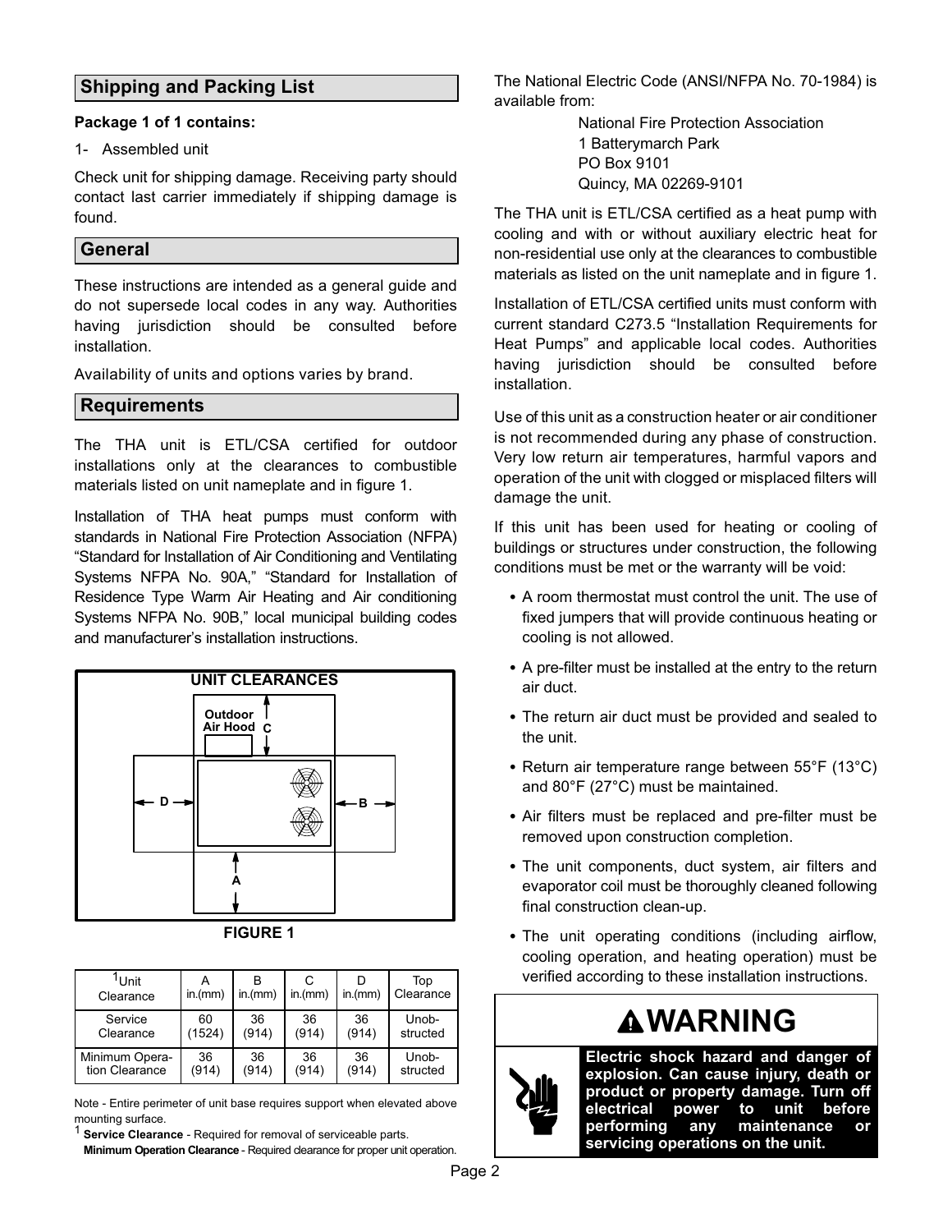## Shipping and Packing List

**Package 1 of 1 contains:**

1- Assembled unit

Check unit for shipping damage. Receiving party should contact last carrier immediately if shipping damage is found.

## General

These instructions are intended as a general guide and do not supersede local codes in any way. Authorities having jurisdiction should be consulted before installation.

Availability of units and options varies by brand.

## Requirements

The THA unit is ETL/CSA certified for outdoor installations only at the clearances to combustible materials listed on unit nameplate and in figure 1.

Installation of THA heat pumps must conform with standards in National Fire Protection Association (NFPA) "Standard for Installation of Air Conditioning and Ventilating Systems NFPA No. 90A," "Standard for Installation of Residence Type Warm Air Heating and Air conditioning Systems NFPA No. 90B," local municipal building codes and manufacturer's installation instructions.

UNIT CLEARANCES

Outdoor Air Hood C

D B

A

FIGURE 1

| [1]Unit Clearance | A in.(mm) | B in.(mm) | C in.(mm) | D in.(mm) | Top Clearance |
|---|---|---|---|---|---|
| Service Clearance | 60 (1524) | 36 (914) | 36 (914) | 36 (914) | Unob-structed |
| Minimum Operation Clearance | 36 (914) | 36 (914) | 36 (914) | 36 (914) | Unob-structed |

Note - Entire perimeter of unit base requires support when elevated above mounting surface.

[1] **Service Clearance** - Required for removal of serviceable parts.

**Minimum Operation Clearance** - Required clearance for proper unit operation.

The National Electric Code (ANSI/NFPA No. 70-1984) is available from:

National Fire Protection Association
1 Batterymarch Park
PO Box 9101
Quincy, MA 02269-9101

The THA unit is ETL/CSA certified as a heat pump with cooling and with or without auxiliary electric heat for non-residential use only at the clearances to combustible materials as listed on the unit nameplate and in figure 1.

Installation of ETL/CSA certified units must conform with current standard C273.5 "Installation Requirements for Heat Pumps" and applicable local codes. Authorities having jurisdiction should be consulted before installation.

Use of this unit as a construction heater or air conditioner is not recommended during any phase of construction. Very low return air temperatures, harmful vapors and operation of the unit with clogged or misplaced filters will damage the unit.

If this unit has been used for heating or cooling of buildings or structures under construction, the following conditions must be met or the warranty will be void:

- A room thermostat must control the unit. The use of fixed jumpers that will provide continuous heating or cooling is not allowed.
- A pre-filter must be installed at the entry to the return air duct.
- The return air duct must be provided and sealed to the unit.
- Return air temperature range between 55°F (13°C) and 80°F (27°C) must be maintained.
- Air filters must be replaced and pre-filter must be removed upon construction completion.
- The unit components, duct system, air filters and evaporator coil must be thoroughly cleaned following final construction clean-up.
- The unit operating conditions (including airflow, cooling operation, and heating operation) must be verified according to these installation instructions.

**WARNING**

**Electric shock hazard and danger of explosion. Can cause injury, death or product or property damage. Turn off electrical power to unit before performing any maintenance or servicing operations on the unit.**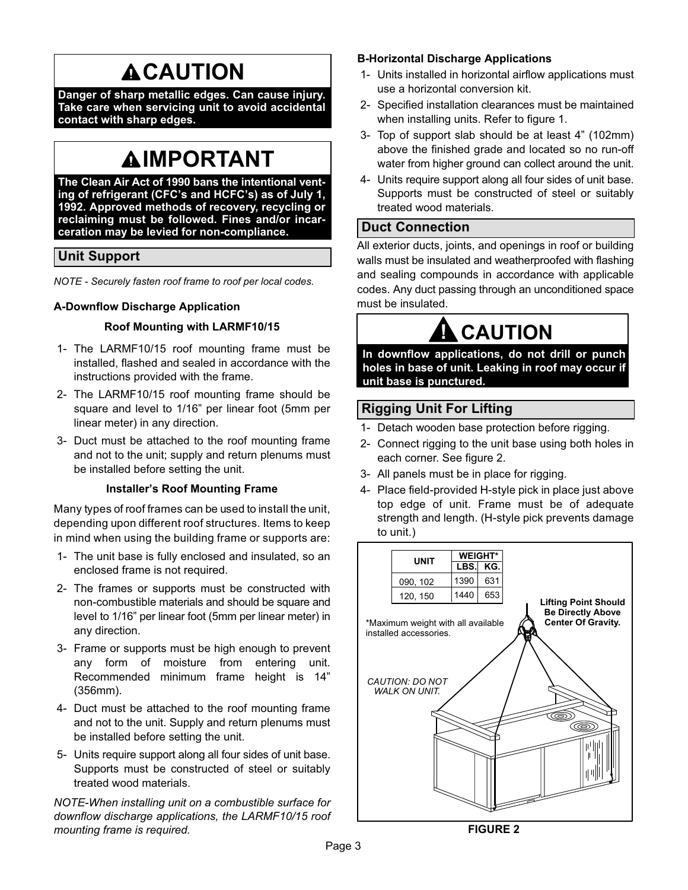## ⚠CAUTION

**Danger of sharp metallic edges. Can cause injury. Take care when servicing unit to avoid accidental contact with sharp edges.**

## ⚠IMPORTANT

**The Clean Air Act of 1990 bans the intentional venting of refrigerant (CFC's and HCFC's) as of July 1, 1992. Approved methods of recovery, recycling or reclaiming must be followed. Fines and/or incarceration may be levied for non-compliance.**

## Unit Support

*NOTE - Securely fasten roof frame to roof per local codes.*

### A-Downflow Discharge Application

**Roof Mounting with LARMF10/15**

1- The LARMF10/15 roof mounting frame must be installed, flashed and sealed in accordance with the instructions provided with the frame.
2- The LARMF10/15 roof mounting frame should be square and level to 1/16" per linear foot (5mm per linear meter) in any direction.
3- Duct must be attached to the roof mounting frame and not to the unit; supply and return plenums must be installed before setting the unit.

**Installer's Roof Mounting Frame**

Many types of roof frames can be used to install the unit, depending upon different roof structures. Items to keep in mind when using the building frame or supports are:

1- The unit base is fully enclosed and insulated, so an enclosed frame is not required.
2- The frames or supports must be constructed with non-combustible materials and should be square and level to 1/16" per linear foot (5mm per linear meter) in any direction.
3- Frame or supports must be high enough to prevent any form of moisture from entering unit. Recommended minimum frame height is 14" (356mm).
4- Duct must be attached to the roof mounting frame and not to the unit. Supply and return plenums must be installed before setting the unit.
5- Units require support along all four sides of unit base. Supports must be constructed of steel or suitably treated wood materials.

*NOTE-When installing unit on a combustible surface for downflow discharge applications, the LARMF10/15 roof mounting frame is required.*

### B-Horizontal Discharge Applications

1- Units installed in horizontal airflow applications must use a horizontal conversion kit.
2- Specified installation clearances must be maintained when installing units. Refer to figure 1.
3- Top of support slab should be at least 4" (102mm) above the finished grade and located so no run-off water from higher ground can collect around the unit.
4- Units require support along all four sides of unit base. Supports must be constructed of steel or suitably treated wood materials.

## Duct Connection

All exterior ducts, joints, and openings in roof or building walls must be insulated and weatherproofed with flashing and sealing compounds in accordance with applicable codes. Any duct passing through an unconditioned space must be insulated.

## ! CAUTION

**In downflow applications, do not drill or punch holes in base of unit. Leaking in roof may occur if unit base is punctured.**

## Rigging Unit For Lifting

1- Detach wooden base protection before rigging.
2- Connect rigging to the unit base using both holes in each corner. See figure 2.
3- All panels must be in place for rigging.
4- Place field-provided H-style pick in place just above top edge of unit. Frame must be of adequate strength and length. (H-style pick prevents damage to unit.)

| UNIT | WEIGHT* | |
|---|---|---|
| | LBS. | KG. |
| 090, 102 | 1390 | 631 |
| 120, 150 | 1440 | 653 |

*Maximum weight with all available installed accessories.

**Lifting Point Should Be Directly Above Center Of Gravity.**

*CAUTION: DO NOT WALK ON UNIT.*

**FIGURE 2**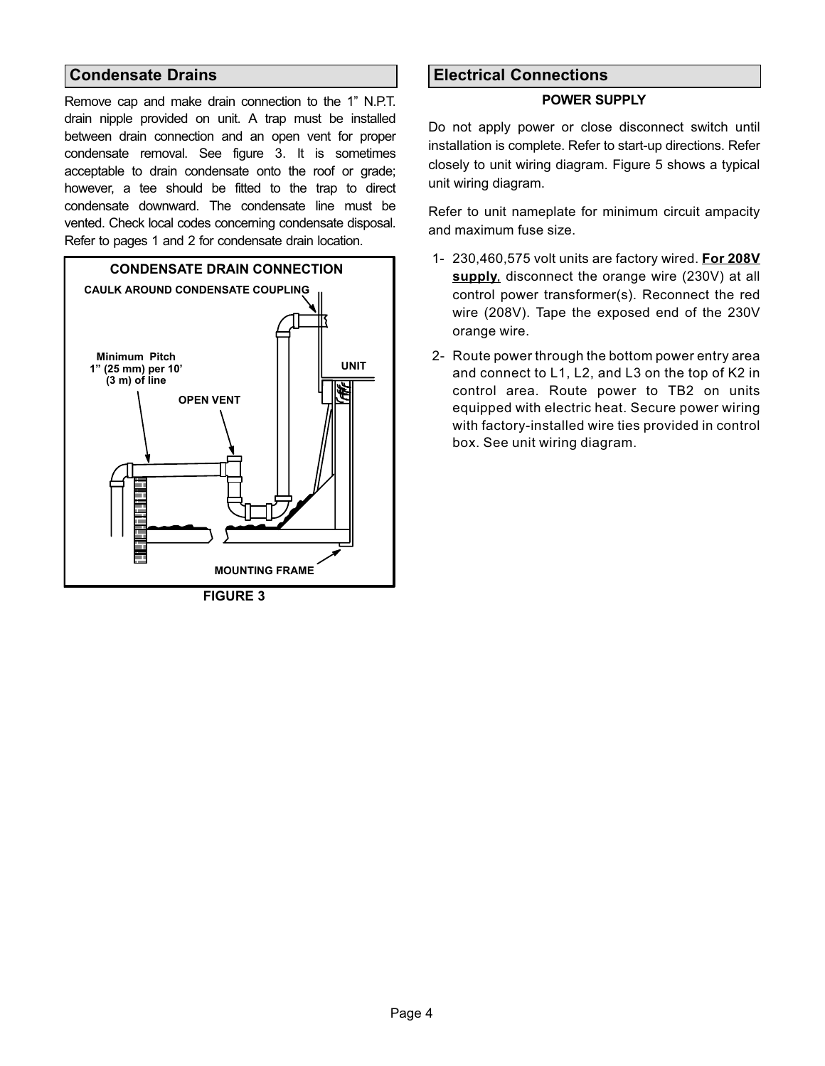## Condensate Drains

Remove cap and make drain connection to the 1" N.P.T. drain nipple provided on unit. A trap must be installed between drain connection and an open vent for proper condensate removal. See figure 3. It is sometimes acceptable to drain condensate onto the roof or grade; however, a tee should be fitted to the trap to direct condensate downward. The condensate line must be vented. Check local codes concerning condensate disposal. Refer to pages 1 and 2 for condensate drain location.

**CONDENSATE DRAIN CONNECTION**

CAULK AROUND CONDENSATE COUPLING

Minimum Pitch 1" (25 mm) per 10' (3 m) of line

OPEN VENT

UNIT

MOUNTING FRAME

**FIGURE 3**

## Electrical Connections

### POWER SUPPLY

Do not apply power or close disconnect switch until installation is complete. Refer to start-up directions. Refer closely to unit wiring diagram. Figure 5 shows a typical unit wiring diagram.

Refer to unit nameplate for minimum circuit ampacity and maximum fuse size.

1- 230,460,575 volt units are factory wired. **For 208V supply**, disconnect the orange wire (230V) at all control power transformer(s). Reconnect the red wire (208V). Tape the exposed end of the 230V orange wire.

2- Route power through the bottom power entry area and connect to L1, L2, and L3 on the top of K2 in control area. Route power to TB2 on units equipped with electric heat. Secure power wiring with factory-installed wire ties provided in control box. See unit wiring diagram.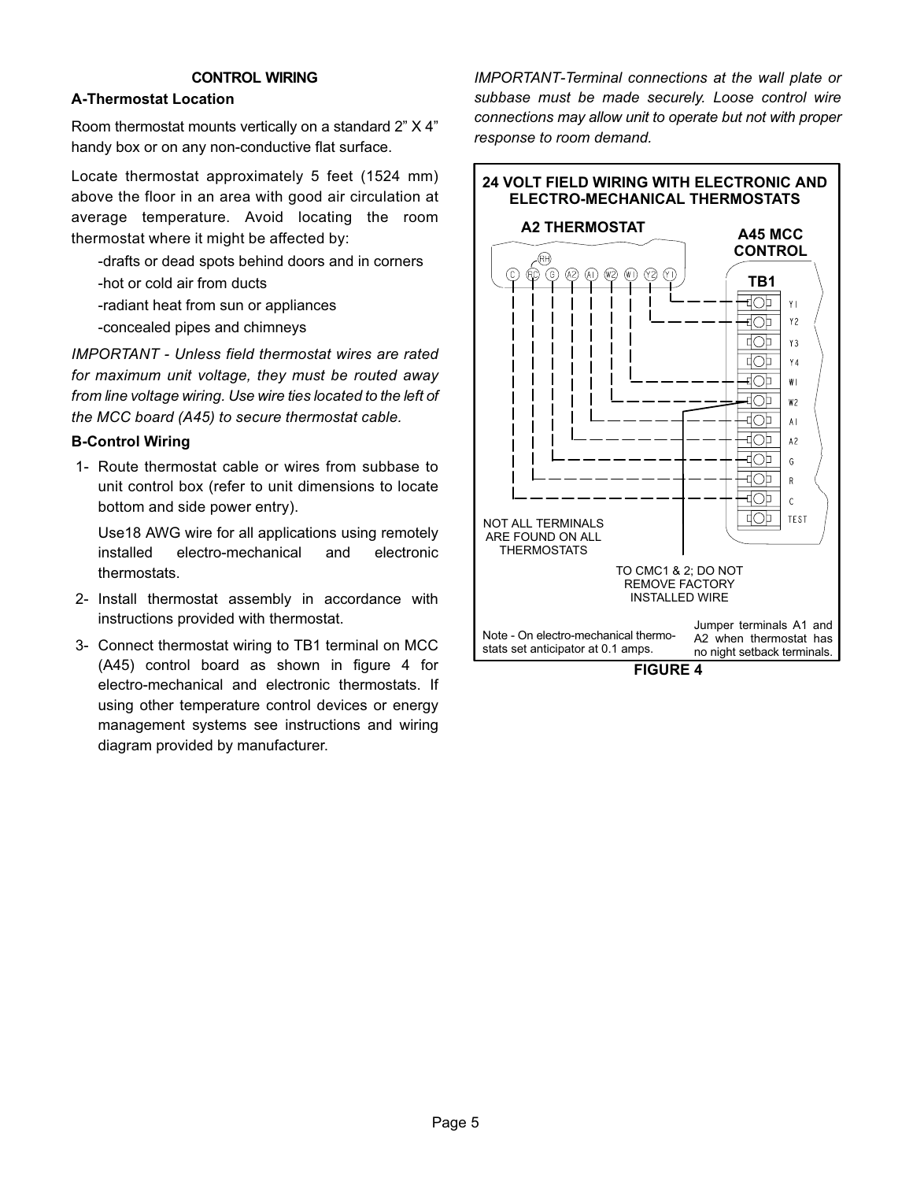### CONTROL WIRING

#### A-Thermostat Location

Room thermostat mounts vertically on a standard 2" X 4" handy box or on any non-conductive flat surface.

Locate thermostat approximately 5 feet (1524 mm) above the floor in an area with good air circulation at average temperature. Avoid locating the room thermostat where it might be affected by:

- drafts or dead spots behind doors and in corners
- hot or cold air from ducts
- radiant heat from sun or appliances
- concealed pipes and chimneys

*IMPORTANT - Unless field thermostat wires are rated for maximum unit voltage, they must be routed away from line voltage wiring. Use wire ties located to the left of the MCC board (A45) to secure thermostat cable.*

#### B-Control Wiring

1- Route thermostat cable or wires from subbase to unit control box (refer to unit dimensions to locate bottom and side power entry).

   Use18 AWG wire for all applications using remotely installed electro-mechanical and electronic thermostats.

2- Install thermostat assembly in accordance with instructions provided with thermostat.

3- Connect thermostat wiring to TB1 terminal on MCC (A45) control board as shown in figure 4 for electro-mechanical and electronic thermostats. If using other temperature control devices or energy management systems see instructions and wiring diagram provided by manufacturer.

*IMPORTANT-Terminal connections at the wall plate or subbase must be made securely. Loose control wire connections may allow unit to operate but not with proper response to room demand.*

**24 VOLT FIELD WIRING WITH ELECTRONIC AND ELECTRO-MECHANICAL THERMOSTATS**

A2 THERMOSTAT: C, RC (RH), G, A2, A1, W2, W1, Y2, Y1

A45 MCC CONTROL — TB1: Y1, Y2, Y3, Y4, W1, W2, A1, A2, G, R, C, TEST

NOT ALL TERMINALS ARE FOUND ON ALL THERMOSTATS

TO CMC1 & 2; DO NOT REMOVE FACTORY INSTALLED WIRE

Note - On electro-mechanical thermostats set anticipator at 0.1 amps.

Jumper terminals A1 and A2 when thermostat has no night setback terminals.

**FIGURE 4**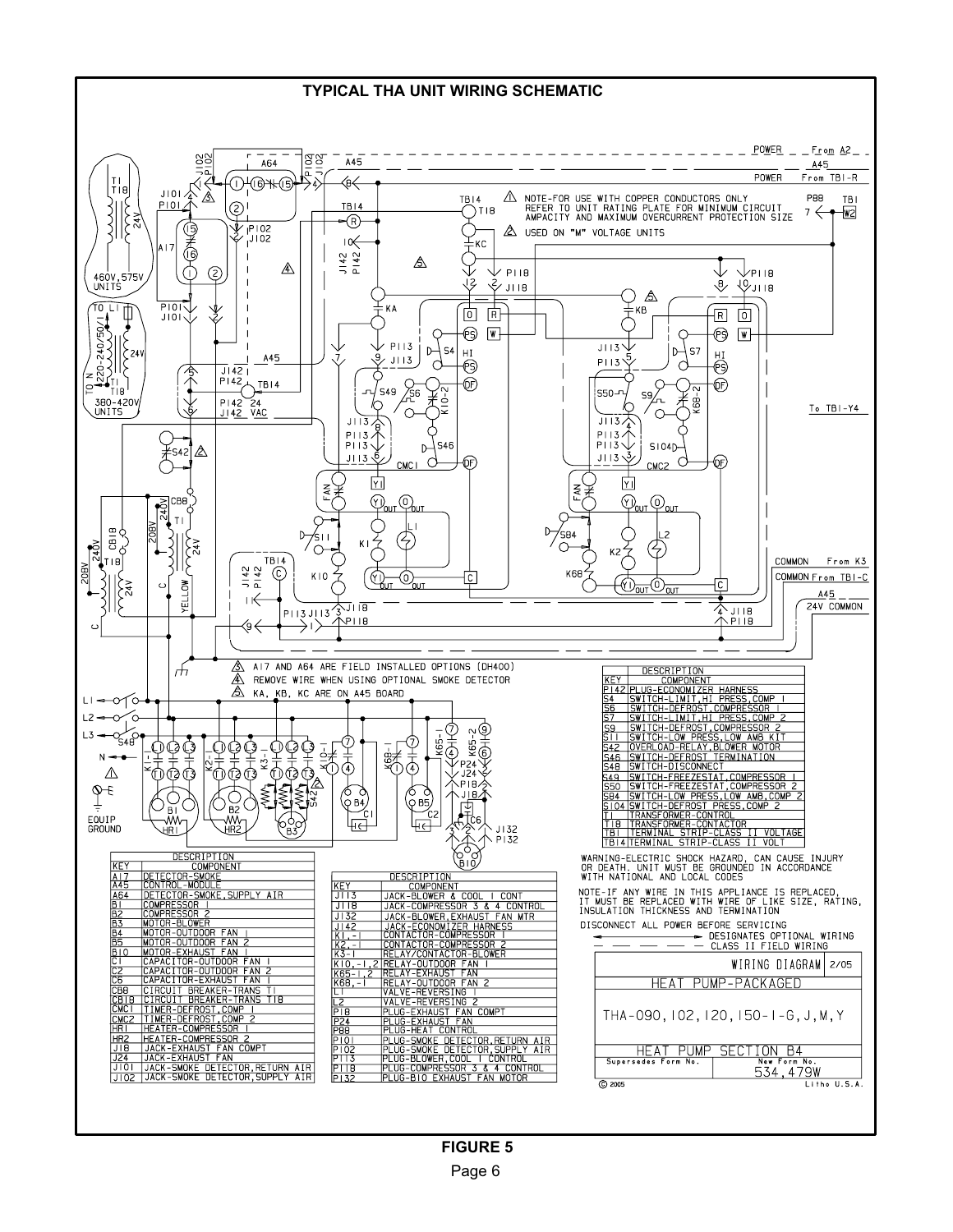## TYPICAL THA UNIT WIRING SCHEMATIC

NOTE-FOR USE WITH COPPER CONDUCTORS ONLY REFER TO UNIT RATING PLATE FOR MINIMUM CIRCUIT AMPACITY AND MAXIMUM OVERCURRENT PROTECTION SIZE

USED ON "M" VOLTAGE UNITS

A17 AND A64 ARE FIELD INSTALLED OPTIONS (DH400)

REMOVE WIRE WHEN USING OPTIONAL SMOKE DETECTOR

KA, KB, KC ARE ON A45 BOARD

| KEY | DESCRIPTION COMPONENT |
|---|---|
| A17 | DETECTOR-SMOKE |
| A45 | CONTROL-MODULE |
| A64 | DETECTOR-SMOKE, SUPPLY AIR |
| B1 | COMPRESSOR 1 |
| B2 | COMPRESSOR 2 |
| B3 | MOTOR-BLOWER |
| B4 | MOTOR-OUTDOOR FAN 1 |
| B5 | MOTOR-OUTDOOR FAN 2 |
| B10 | MOTOR-EXHAUST FAN 1 |
| C1 | CAPACITOR-OUTDOOR FAN 1 |
| C2 | CAPACITOR-OUTDOOR FAN 2 |
| C6 | CAPACITOR-EXHAUST FAN 1 |
| CB8 | CIRCUIT BREAKER-TRANS T1 |
| CB18 | CIRCUIT BREAKER-TRANS T18 |
| CMC1 | TIMER-DEFROST, COMP 1 |
| CMC2 | TIMER-DEFROST, COMP 2 |
| HR1 | HEATER-COMPRESSOR 1 |
| HR2 | HEATER-COMPRESSOR 2 |
| J18 | JACK-EXHAUST FAN COMPT |
| J24 | JACK-EXHAUST FAN |
| J101 | JACK-SMOKE DETECTOR, RETURN AIR |
| J102 | JACK-SMOKE DETECTOR, SUPPLY AIR |

| KEY | DESCRIPTION COMPONENT |
|---|---|
| J113 | JACK-BLOWER & COOL 1 CONT |
| J118 | JACK-COMPRESSOR 3 & 4 CONTROL |
| J132 | JACK-BLOWER, EXHAUST FAN MTR |
| J142 | JACK-ECONOMIZER HARNESS |
| K1,-1 | CONTACTOR-COMPRESSOR 1 |
| K2,-1 | CONTACTOR-COMPRESSOR 2 |
| K3-1 | RELAY/CONTACTOR-BLOWER |
| K10,-1,2 | RELAY-OUTDOOR FAN 1 |
| K65-1,2 | RELAY-EXHAUST FAN |
| K68,-1 | RELAY-OUTDOOR FAN 2 |
| L1 | VALVE-REVERSING 1 |
| L2 | VALVE-REVERSING 2 |
| P18 | PLUG-EXHAUST FAN COMPT |
| P24 | PLUG-EXHAUST FAN |
| P88 | PLUG-HEAT CONTROL |
| P101 | PLUG-SMOKE DETECTOR, RETURN AIR |
| P102 | PLUG-SMOKE DETECTOR, SUPPLY AIR |
| P113 | PLUG-BLOWER, COOL 1 CONTROL |
| P118 | PLUG-COMPRESSOR 3 & 4 CONTROL |
| P132 | PLUG-B10 EXHAUST FAN MOTOR |

| KEY | DESCRIPTION COMPONENT |
|---|---|
| P142 | PLUG-ECONOMIZER HARNESS |
| S4 | SWITCH-LIMIT, HI PRESS, COMP 1 |
| S6 | SWITCH-DEFROST, COMPRESSOR 1 |
| S7 | SWITCH-LIMIT, HI PRESS, COMP 2 |
| S9 | SWITCH-DEFROST, COMPRESSOR 2 |
| S11 | SWITCH-LOW PRESS, LOW AMB KIT |
| S42 | OVERLOAD-RELAY, BLOWER MOTOR |
| S46 | SWITCH-DEFROST TERMINATION |
| S48 | SWITCH-DISCONNECT |
| S49 | SWITCH-FREEZESTAT, COMPRESSOR 1 |
| S50 | SWITCH-FREEZESTAT, COMPRESSOR 2 |
| S84 | SWITCH-LOW PRESS, LOW AMB, COMP 2 |
| S104 | SWITCH-DEFROST PRESS, COMP 2 |
| T1 | TRANSFORMER-CONTROL |
| T18 | TRANSFORMER-CONTACTOR |
| TB1 | TERMINAL STRIP-CLASS II VOLTAGE |
| TB14 | TERMINAL STRIP-CLASS II VOLT |

WARNING-ELECTRIC SHOCK HAZARD, CAN CAUSE INJURY OR DEATH. UNIT MUST BE GROUNDED IN ACCORDANCE WITH NATIONAL AND LOCAL CODES

NOTE-IF ANY WIRE IN THIS APPLIANCE IS REPLACED, IT MUST BE REPLACED WITH WIRE OF LIKE SIZE, RATING, INSULATION THICKNESS AND TERMINATION

DISCONNECT ALL POWER BEFORE SERVICING

DESIGNATES OPTIONAL WIRING

CLASS II FIELD WIRING

WIRING DIAGRAM 2/05

HEAT PUMP-PACKAGED

THA-090, 102, 120, 150-1-G, J, M, Y

HEAT PUMP SECTION B4

Supersedes Form No. — New Form No. 534,479W

© 2005 Litho U.S.A.

**FIGURE 5**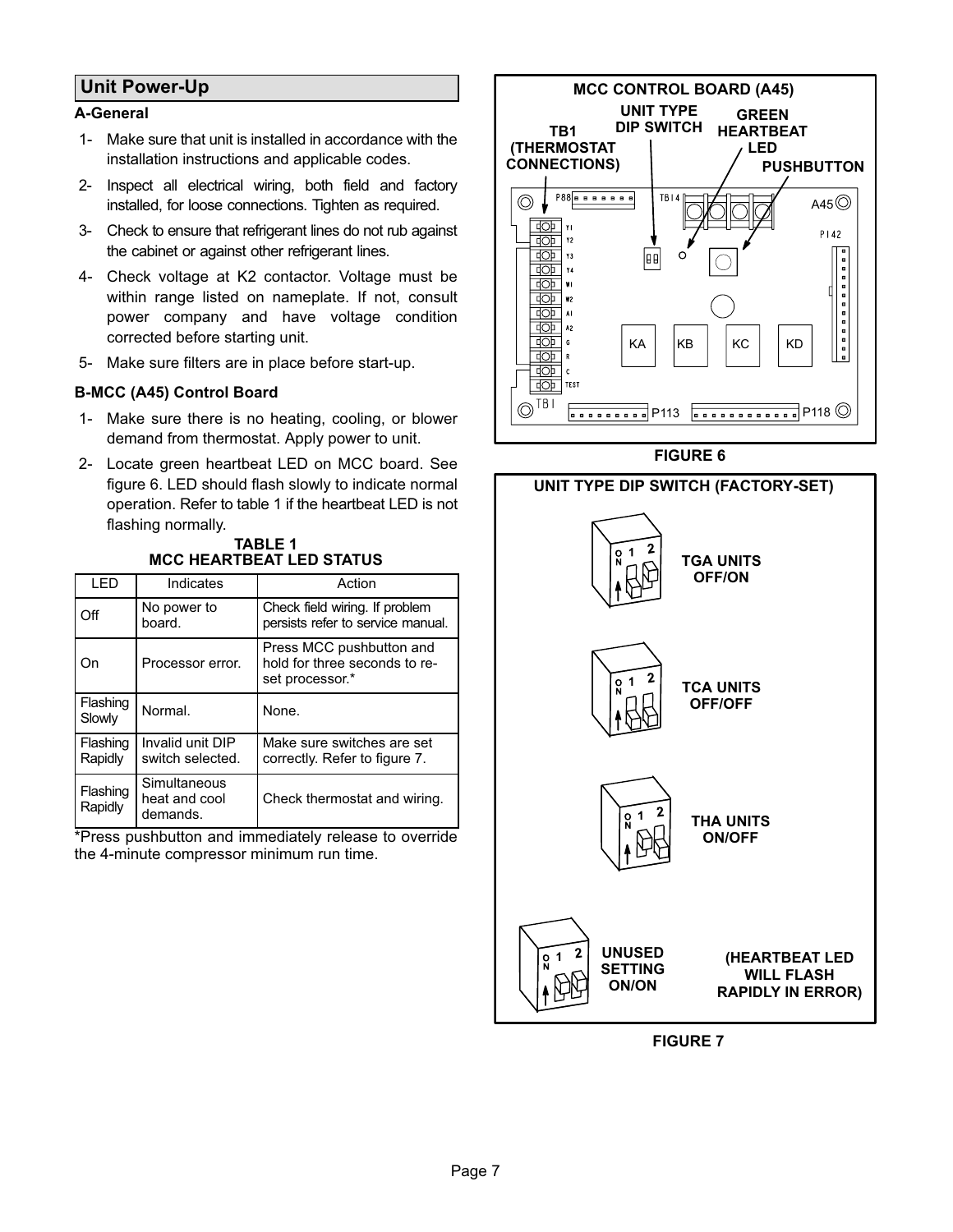## Unit Power-Up

### A-General

1- Make sure that unit is installed in accordance with the installation instructions and applicable codes.

2- Inspect all electrical wiring, both field and factory installed, for loose connections. Tighten as required.

3- Check to ensure that refrigerant lines do not rub against the cabinet or against other refrigerant lines.

4- Check voltage at K2 contactor. Voltage must be within range listed on nameplate. If not, consult power company and have voltage condition corrected before starting unit.

5- Make sure filters are in place before start-up.

### B-MCC (A45) Control Board

1- Make sure there is no heating, cooling, or blower demand from thermostat. Apply power to unit.

2- Locate green heartbeat LED on MCC board. See figure 6. LED should flash slowly to indicate normal operation. Refer to table 1 if the heartbeat LED is not flashing normally.

**TABLE 1**
**MCC HEARTBEAT LED STATUS**

| LED | Indicates | Action |
|---|---|---|
| Off | No power to board. | Check field wiring. If problem persists refer to service manual. |
| On | Processor error. | Press MCC pushbutton and hold for three seconds to re-set processor.* |
| Flashing Slowly | Normal. | None. |
| Flashing Rapidly | Invalid unit DIP switch selected. | Make sure switches are set correctly. Refer to figure 7. |
| Flashing Rapidly | Simultaneous heat and cool demands. | Check thermostat and wiring. |

*Press pushbutton and immediately release to override the 4-minute compressor minimum run time.

**MCC CONTROL BOARD (A45)**

TB1 (THERMOSTAT CONNECTIONS) — UNIT TYPE DIP SWITCH — GREEN HEARTBEAT LED — PUSHBUTTON

P88, TB14, A45, P142, Y1, Y2, Y3, Y4, W1, W2, A1, A2, G, R, C, TEST, KA, KB, KC, KD, TB1, P113, P118

**FIGURE 6**

**UNIT TYPE DIP SWITCH (FACTORY-SET)**

TGA UNITS OFF/ON

TCA UNITS OFF/OFF

THA UNITS ON/OFF

UNUSED SETTING ON/ON

(HEARTBEAT LED WILL FLASH RAPIDLY IN ERROR)

**FIGURE 7**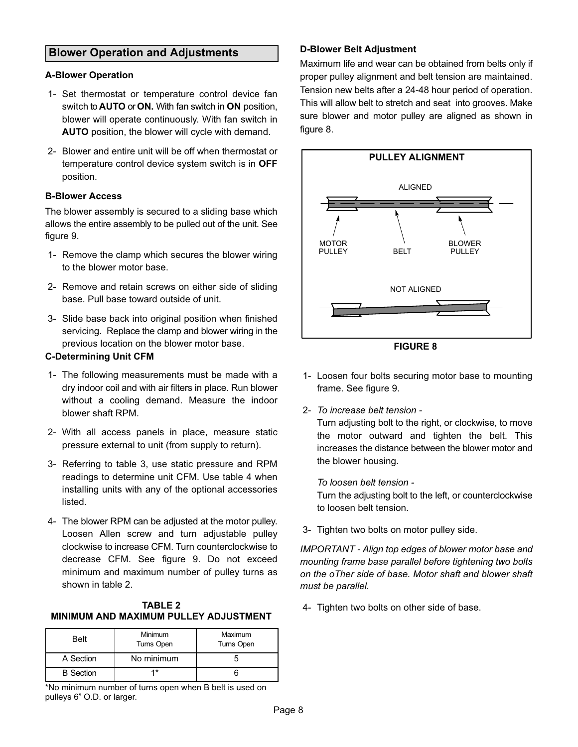## Blower Operation and Adjustments

### A-Blower Operation

1- Set thermostat or temperature control device fan switch to **AUTO** or **ON.** With fan switch in **ON** position, blower will operate continuously. With fan switch in **AUTO** position, the blower will cycle with demand.

2- Blower and entire unit will be off when thermostat or temperature control device system switch is in **OFF** position.

### B-Blower Access

The blower assembly is secured to a sliding base which allows the entire assembly to be pulled out of the unit. See figure 9.

1- Remove the clamp which secures the blower wiring to the blower motor base.

2- Remove and retain screws on either side of sliding base. Pull base toward outside of unit.

3- Slide base back into original position when finished servicing. Replace the clamp and blower wiring in the previous location on the blower motor base.

### C-Determining Unit CFM

1- The following measurements must be made with a dry indoor coil and with air filters in place. Run blower without a cooling demand. Measure the indoor blower shaft RPM.

2- With all access panels in place, measure static pressure external to unit (from supply to return).

3- Referring to table 3, use static pressure and RPM readings to determine unit CFM. Use table 4 when installing units with any of the optional accessories listed.

4- The blower RPM can be adjusted at the motor pulley. Loosen Allen screw and turn adjustable pulley clockwise to increase CFM. Turn counterclockwise to decrease CFM. See figure 9. Do not exceed minimum and maximum number of pulley turns as shown in table 2.

**TABLE 2**
**MINIMUM AND MAXIMUM PULLEY ADJUSTMENT**

| Belt | Minimum Turns Open | Maximum Turns Open |
|---|---|---|
| A Section | No minimum | 5 |
| B Section | 1* | 6 |

*No minimum number of turns open when B belt is used on pulleys 6" O.D. or larger.

### D-Blower Belt Adjustment

Maximum life and wear can be obtained from belts only if proper pulley alignment and belt tension are maintained. Tension new belts after a 24-48 hour period of operation. This will allow belt to stretch and seat into grooves. Make sure blower and motor pulley are aligned as shown in figure 8.

**PULLEY ALIGNMENT**

ALIGNED

MOTOR PULLEY — BELT — BLOWER PULLEY

NOT ALIGNED

**FIGURE 8**

1- Loosen four bolts securing motor base to mounting frame. See figure 9.

2- *To increase belt tension -*
Turn adjusting bolt to the right, or clockwise, to move the motor outward and tighten the belt. This increases the distance between the blower motor and the blower housing.

*To loosen belt tension -*
Turn the adjusting bolt to the left, or counterclockwise to loosen belt tension.

3- Tighten two bolts on motor pulley side.

*IMPORTANT - Align top edges of blower motor base and mounting frame base parallel before tightening two bolts on the oTher side of base. Motor shaft and blower shaft must be parallel.*

4- Tighten two bolts on other side of base.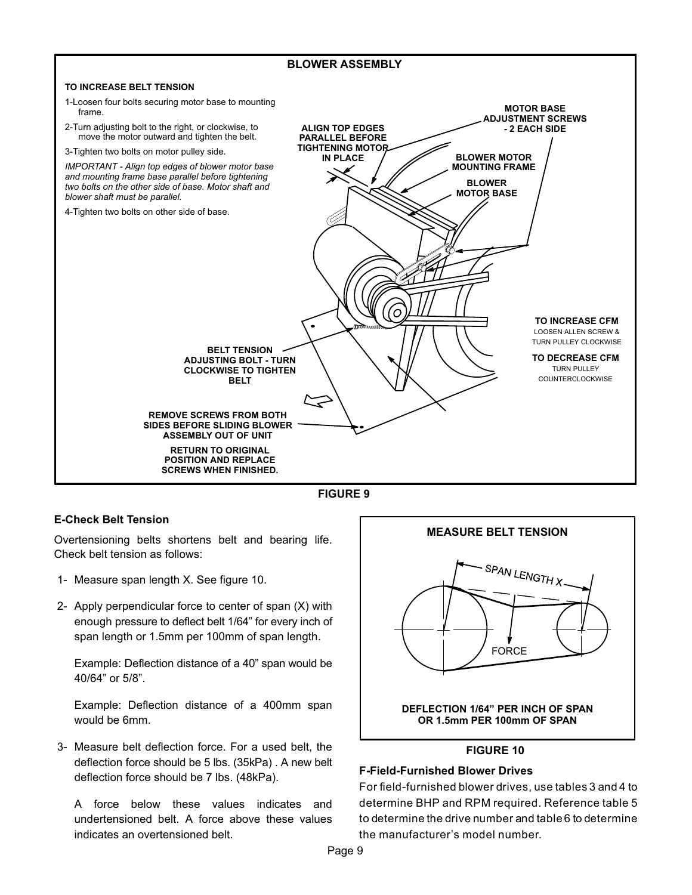**BLOWER ASSEMBLY**

**TO INCREASE BELT TENSION**

1-Loosen four bolts securing motor base to mounting frame.

2-Turn adjusting bolt to the right, or clockwise, to move the motor outward and tighten the belt.

3-Tighten two bolts on motor pulley side.

*IMPORTANT - Align top edges of blower motor base and mounting frame base parallel before tightening two bolts on the other side of base. Motor shaft and blower shaft must be parallel.*

4-Tighten two bolts on other side of base.

ALIGN TOP EDGES PARALLEL BEFORE TIGHTENING MOTOR IN PLACE

MOTOR BASE ADJUSTMENT SCREWS - 2 EACH SIDE

BLOWER MOTOR MOUNTING FRAME

BLOWER MOTOR BASE

BELT TENSION ADJUSTING BOLT - TURN CLOCKWISE TO TIGHTEN BELT

TO INCREASE CFM
LOOSEN ALLEN SCREW & TURN PULLEY CLOCKWISE

TO DECREASE CFM
TURN PULLEY COUNTERCLOCKWISE

REMOVE SCREWS FROM BOTH SIDES BEFORE SLIDING BLOWER ASSEMBLY OUT OF UNIT

RETURN TO ORIGINAL POSITION AND REPLACE SCREWS WHEN FINISHED.

FIGURE 9

### E-Check Belt Tension

Overtensioning belts shortens belt and bearing life. Check belt tension as follows:

1- Measure span length X. See figure 10.

2- Apply perpendicular force to center of span (X) with enough pressure to deflect belt 1/64” for every inch of span length or 1.5mm per 100mm of span length.

   Example: Deflection distance of a 40” span would be 40/64” or 5/8”.

   Example: Deflection distance of a 400mm span would be 6mm.

3- Measure belt deflection force. For a used belt, the deflection force should be 5 lbs. (35kPa) . A new belt deflection force should be 7 lbs. (48kPa).

   A force below these values indicates and undertensioned belt. A force above these values indicates an overtensioned belt.

**MEASURE BELT TENSION**

SPAN LENGTH X

FORCE

DEFLECTION 1/64” PER INCH OF SPAN OR 1.5mm PER 100mm OF SPAN

FIGURE 10

### F-Field-Furnished Blower Drives

For field-furnished blower drives, use tables 3 and 4 to determine BHP and RPM required. Reference table 5 to determine the drive number and table 6 to determine the manufacturer’s model number.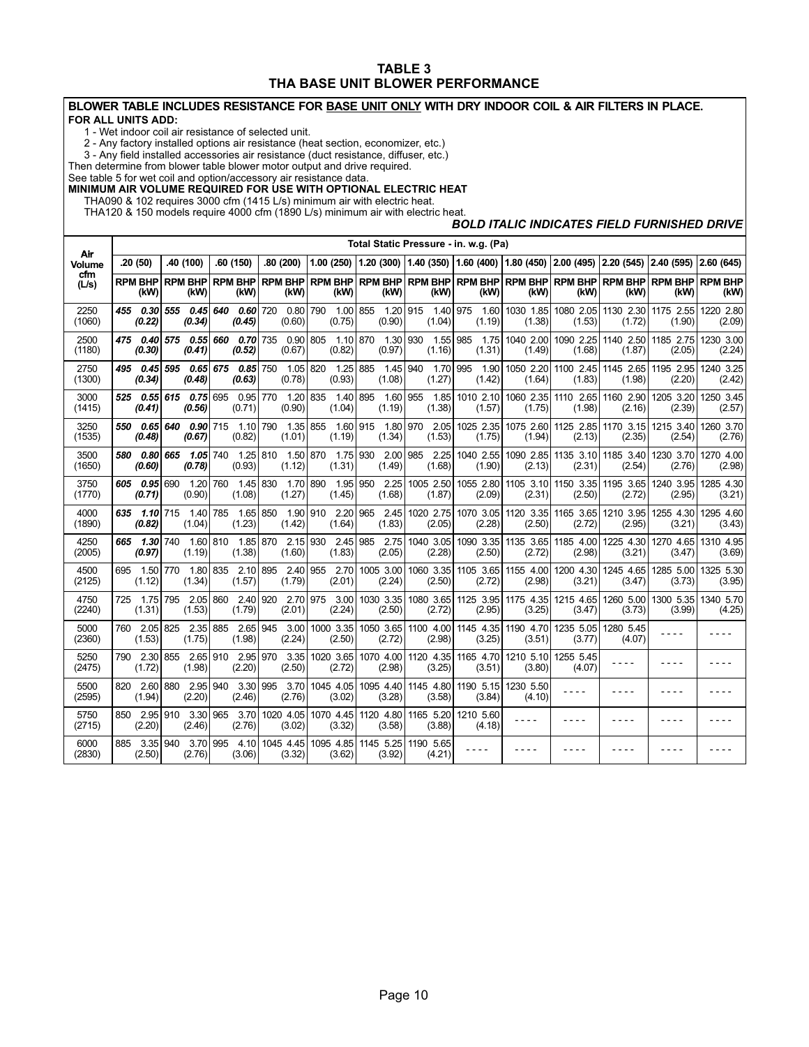# TABLE 3
# THA BASE UNIT BLOWER PERFORMANCE

**BLOWER TABLE INCLUDES RESISTANCE FOR BASE UNIT ONLY WITH DRY INDOOR COIL & AIR FILTERS IN PLACE.**
**FOR ALL UNITS ADD:**

1 - Wet indoor coil air resistance of selected unit.
2 - Any factory installed options air resistance (heat section, economizer, etc.)
3 - Any field installed accessories air resistance (duct resistance, diffuser, etc.)

Then determine from blower table blower motor output and drive required.
See table 5 for wet coil and option/accessory air resistance data.

**MINIMUM AIR VOLUME REQUIRED FOR USE WITH OPTIONAL ELECTRIC HEAT**

THA090 & 102 requires 3000 cfm (1415 L/s) minimum air with electric heat.
THA120 & 150 models require 4000 cfm (1890 L/s) minimum air with electric heat.

***BOLD ITALIC INDICATES FIELD FURNISHED DRIVE***

| Air Volume cfm (L/s) | Total Static Pressure - in. w.g. (Pa) | | | | | | | | | | | | |
|---|---|---|---|---|---|---|---|---|---|---|---|---|---|
| | .20 (50) | .40 (100) | .60 (150) | .80 (200) | 1.00 (250) | 1.20 (300) | 1.40 (350) | 1.60 (400) | 1.80 (450) | 2.00 (495) | 2.20 (545) | 2.40 (595) | 2.60 (645) |
| | RPM BHP (kW) | RPM BHP (kW) | RPM BHP (kW) | RPM BHP (kW) | RPM BHP (kW) | RPM BHP (kW) | RPM BHP (kW) | RPM BHP (kW) | RPM BHP (kW) | RPM BHP (kW) | RPM BHP (kW) | RPM BHP (kW) | RPM BHP (kW) |
| 2250 (1060) | ***455 0.30 (0.22)*** | ***555 0.45 (0.34)*** | ***640 0.60 (0.45)*** | 720 0.80 (0.60) | 790 1.00 (0.75) | 855 1.20 (0.90) | 915 1.40 (1.04) | 975 1.60 (1.19) | 1030 1.85 (1.38) | 1080 2.05 (1.53) | 1130 2.30 (1.72) | 1175 2.55 (1.90) | 1220 2.80 (2.09) |
| 2500 (1180) | ***475 0.40 (0.30)*** | ***575 0.55 (0.41)*** | ***660 0.70 (0.52)*** | 735 0.90 (0.67) | 805 1.10 (0.82) | 870 1.30 (0.97) | 930 1.55 (1.16) | 985 1.75 (1.31) | 1040 2.00 (1.49) | 1090 2.25 (1.68) | 1140 2.50 (1.87) | 1185 2.75 (2.05) | 1230 3.00 (2.24) |
| 2750 (1300) | ***495 0.45 (0.34)*** | ***595 0.65 (0.48)*** | ***675 0.85 (0.63)*** | 750 1.05 (0.78) | 820 1.25 (0.93) | 885 1.45 (1.08) | 940 1.70 (1.27) | 995 1.90 (1.42) | 1050 2.20 (1.64) | 1100 2.45 (1.83) | 1145 2.65 (1.98) | 1195 2.95 (2.20) | 1240 3.25 (2.42) |
| 3000 (1415) | ***525 0.55 (0.41)*** | ***615 0.75 (0.56)*** | 695 0.95 (0.71) | 770 1.20 (0.90) | 835 1.40 (1.04) | 895 1.60 (1.19) | 955 1.85 (1.38) | 1010 2.10 (1.57) | 1060 2.35 (1.75) | 1110 2.65 (1.98) | 1160 2.90 (2.16) | 1205 3.20 (2.39) | 1250 3.45 (2.57) |
| 3250 (1535) | ***550 0.65 (0.48)*** | ***640 0.90 (0.67)*** | 715 1.10 (0.82) | 790 1.35 (1.01) | 855 1.60 (1.19) | 915 1.80 (1.34) | 970 2.05 (1.53) | 1025 2.35 (1.75) | 1075 2.60 (1.94) | 1125 2.85 (2.13) | 1170 3.15 (2.35) | 1215 3.40 (2.54) | 1260 3.70 (2.76) |
| 3500 (1650) | ***580 0.80 (0.60)*** | ***665 1.05 (0.78)*** | 740 1.25 (0.93) | 810 1.50 (1.12) | 870 1.75 (1.31) | 930 2.00 (1.49) | 985 2.25 (1.68) | 1040 2.55 (1.90) | 1090 2.85 (2.13) | 1135 3.10 (2.31) | 1185 3.40 (2.54) | 1230 3.70 (2.76) | 1270 4.00 (2.98) |
| 3750 (1770) | ***605 0.95 (0.71)*** | 690 1.20 (0.90) | 760 1.45 (1.08) | 830 1.70 (1.27) | 890 1.95 (1.45) | 950 2.25 (1.68) | 1005 2.50 (1.87) | 1055 2.80 (2.09) | 1105 3.10 (2.31) | 1150 3.35 (2.50) | 1195 3.65 (2.72) | 1240 3.95 (2.95) | 1285 4.30 (3.21) |
| 4000 (1890) | ***635 1.10 (0.82)*** | 715 1.40 (1.04) | 785 1.65 (1.23) | 850 1.90 (1.42) | 910 2.20 (1.64) | 965 2.45 (1.83) | 1020 2.75 (2.05) | 1070 3.05 (2.28) | 1120 3.35 (2.50) | 1165 3.65 (2.72) | 1210 3.95 (2.95) | 1255 4.30 (3.21) | 1295 4.60 (3.43) |
| 4250 (2005) | ***665 1.30 (0.97)*** | 740 1.60 (1.19) | 810 1.85 (1.38) | 870 2.15 (1.60) | 930 2.45 (1.83) | 985 2.75 (2.05) | 1040 3.05 (2.28) | 1090 3.35 (2.50) | 1135 3.65 (2.72) | 1185 4.00 (2.98) | 1225 4.30 (3.21) | 1270 4.65 (3.47) | 1310 4.95 (3.69) |
| 4500 (2125) | 695 1.50 (1.12) | 770 1.80 (1.34) | 835 2.10 (1.57) | 895 2.40 (1.79) | 955 2.70 (2.01) | 1005 3.00 (2.24) | 1060 3.35 (2.50) | 1105 3.65 (2.72) | 1155 4.00 (2.98) | 1200 4.30 (3.21) | 1245 4.65 (3.47) | 1285 5.00 (3.73) | 1325 5.30 (3.95) |
| 4750 (2240) | 725 1.75 (1.31) | 795 2.05 (1.53) | 860 2.40 (1.79) | 920 2.70 (2.01) | 975 3.00 (2.24) | 1030 3.35 (2.50) | 1080 3.65 (2.72) | 1125 3.95 (2.95) | 1175 4.35 (3.25) | 1215 4.65 (3.47) | 1260 5.00 (3.73) | 1300 5.35 (3.99) | 1340 5.70 (4.25) |
| 5000 (2360) | 760 2.05 (1.53) | 825 2.35 (1.75) | 885 2.65 (1.98) | 945 3.00 (2.24) | 1000 3.35 (2.50) | 1050 3.65 (2.72) | 1100 4.00 (2.98) | 1145 4.35 (3.25) | 1190 4.70 (3.51) | 1235 5.05 (3.77) | 1280 5.45 (4.07) | - - - - | - - - - |
| 5250 (2475) | 790 2.30 (1.72) | 855 2.65 (1.98) | 910 2.95 (2.20) | 970 3.35 (2.50) | 1020 3.65 (2.72) | 1070 4.00 (2.98) | 1120 4.35 (3.25) | 1165 4.70 (3.51) | 1210 5.10 (3.80) | 1255 5.45 (4.07) | - - - - | - - - - | - - - - |
| 5500 (2595) | 820 2.60 (1.94) | 880 2.95 (2.20) | 940 3.30 (2.46) | 995 3.70 (2.76) | 1045 4.05 (3.02) | 1095 4.40 (3.28) | 1145 4.80 (3.58) | 1190 5.15 (3.84) | 1230 5.50 (4.10) | - - - - | - - - - | - - - - | - - - - |
| 5750 (2715) | 850 2.95 (2.20) | 910 3.30 (2.46) | 965 3.70 (2.76) | 1020 4.05 (3.02) | 1070 4.45 (3.32) | 1120 4.80 (3.58) | 1165 5.20 (3.88) | 1210 5.60 (4.18) | - - - - | - - - - | - - - - | - - - - | - - - - |
| 6000 (2830) | 885 3.35 (2.50) | 940 3.70 (2.76) | 995 4.10 (3.06) | 1045 4.45 (3.32) | 1095 4.85 (3.62) | 1145 5.25 (3.92) | 1190 5.65 (4.21) | - - - - | - - - - | - - - - | - - - - | - - - - | - - - - |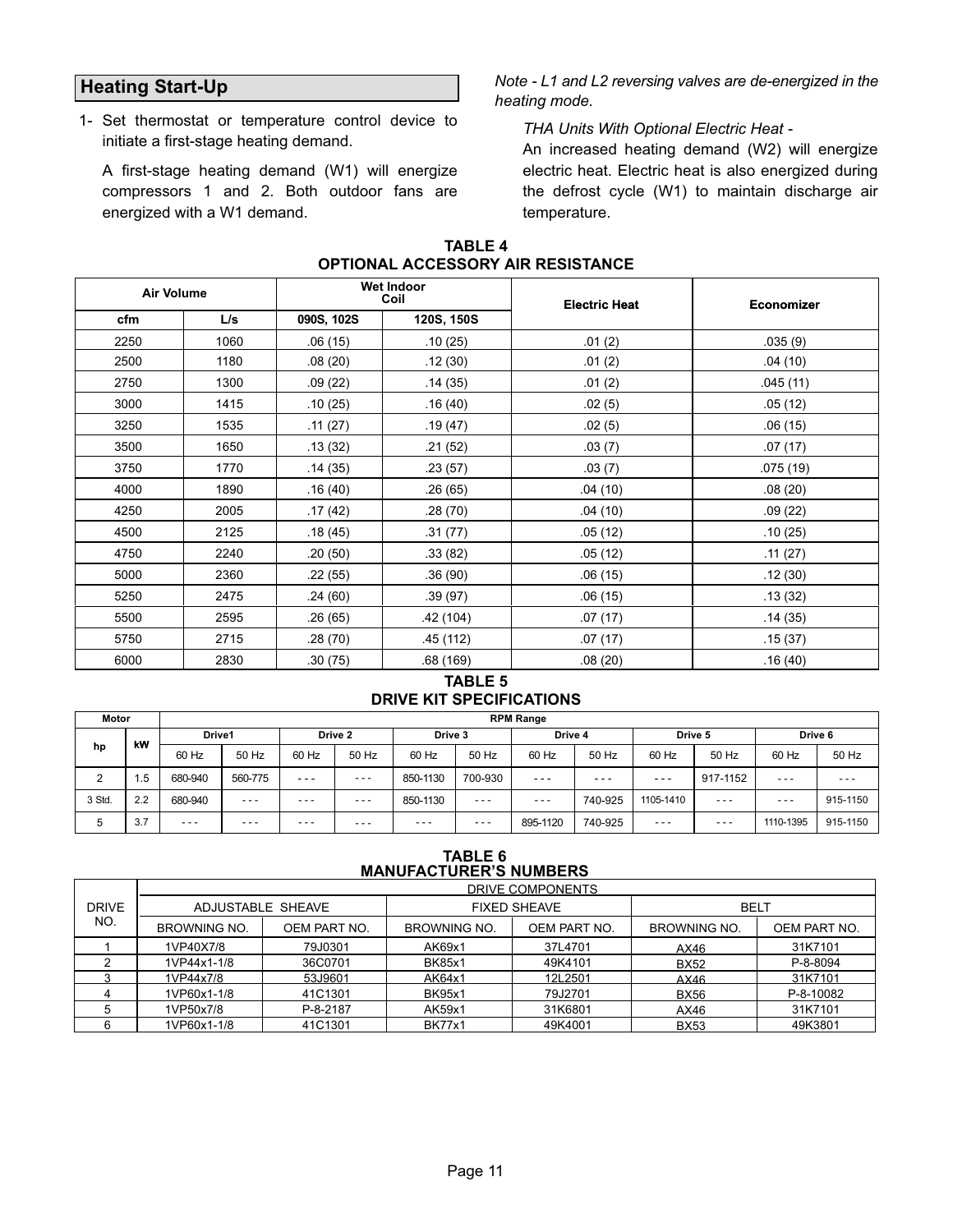## Heating Start-Up

1- Set thermostat or temperature control device to initiate a first-stage heating demand.

A first-stage heating demand (W1) will energize compressors 1 and 2. Both outdoor fans are energized with a W1 demand.

*Note - L1 and L2 reversing valves are de-energized in the heating mode.*

*THA Units With Optional Electric Heat -*

An increased heating demand (W2) will energize electric heat. Electric heat is also energized during the defrost cycle (W1) to maintain discharge air temperature.

**TABLE 4**
**OPTIONAL ACCESSORY AIR RESISTANCE**

| Air Volume | | Wet Indoor Coil | | Electric Heat | Economizer |
|---|---|---|---|---|---|
| cfm | L/s | 090S, 102S | 120S, 150S | | |
| 2250 | 1060 | .06 (15) | .10 (25) | .01 (2) | .035 (9) |
| 2500 | 1180 | .08 (20) | .12 (30) | .01 (2) | .04 (10) |
| 2750 | 1300 | .09 (22) | .14 (35) | .01 (2) | .045 (11) |
| 3000 | 1415 | .10 (25) | .16 (40) | .02 (5) | .05 (12) |
| 3250 | 1535 | .11 (27) | .19 (47) | .02 (5) | .06 (15) |
| 3500 | 1650 | .13 (32) | .21 (52) | .03 (7) | .07 (17) |
| 3750 | 1770 | .14 (35) | .23 (57) | .03 (7) | .075 (19) |
| 4000 | 1890 | .16 (40) | .26 (65) | .04 (10) | .08 (20) |
| 4250 | 2005 | .17 (42) | .28 (70) | .04 (10) | .09 (22) |
| 4500 | 2125 | .18 (45) | .31 (77) | .05 (12) | .10 (25) |
| 4750 | 2240 | .20 (50) | .33 (82) | .05 (12) | .11 (27) |
| 5000 | 2360 | .22 (55) | .36 (90) | .06 (15) | .12 (30) |
| 5250 | 2475 | .24 (60) | .39 (97) | .06 (15) | .13 (32) |
| 5500 | 2595 | .26 (65) | .42 (104) | .07 (17) | .14 (35) |
| 5750 | 2715 | .28 (70) | .45 (112) | .07 (17) | .15 (37) |
| 6000 | 2830 | .30 (75) | .68 (169) | .08 (20) | .16 (40) |

**TABLE 5**
**DRIVE KIT SPECIFICATIONS**

| Motor | | RPM Range | | | | | | | | | | | |
|---|---|---|---|---|---|---|---|---|---|---|---|---|---|
| hp | kW | Drive1 | | Drive 2 | | Drive 3 | | Drive 4 | | Drive 5 | | Drive 6 | |
| | | 60 Hz | 50 Hz | 60 Hz | 50 Hz | 60 Hz | 50 Hz | 60 Hz | 50 Hz | 60 Hz | 50 Hz | 60 Hz | 50 Hz |
| 2 | 1.5 | 680-940 | 560-775 | - - - | - - - | 850-1130 | 700-930 | - - - | - - - | - - - | 917-1152 | - - - | - - - |
| 3 Std. | 2.2 | 680-940 | - - - | - - - | - - - | 850-1130 | - - - | - - - | 740-925 | 1105-1410 | - - - | - - - | 915-1150 |
| 5 | 3.7 | - - - | - - - | - - - | - - - | - - - | - - - | 895-1120 | 740-925 | - - - | - - - | 1110-1395 | 915-1150 |

**TABLE 6**
**MANUFACTURER'S NUMBERS**

| DRIVE NO. | DRIVE COMPONENTS | | | | | |
|---|---|---|---|---|---|---|
| | ADJUSTABLE SHEAVE | | FIXED SHEAVE | | BELT | |
| | BROWNING NO. | OEM PART NO. | BROWNING NO. | OEM PART NO. | BROWNING NO. | OEM PART NO. |
| 1 | 1VP40X7/8 | 79J0301 | AK69x1 | 37L4701 | AX46 | 31K7101 |
| 2 | 1VP44x1-1/8 | 36C0701 | BK85x1 | 49K4101 | BX52 | P-8-8094 |
| 3 | 1VP44x7/8 | 53J9601 | AK64x1 | 12L2501 | AX46 | 31K7101 |
| 4 | 1VP60x1-1/8 | 41C1301 | BK95x1 | 79J2701 | BX56 | P-8-10082 |
| 5 | 1VP50x7/8 | P-8-2187 | AK59x1 | 31K6801 | AX46 | 31K7101 |
| 6 | 1VP60x1-1/8 | 41C1301 | BK77x1 | 49K4001 | BX53 | 49K3801 |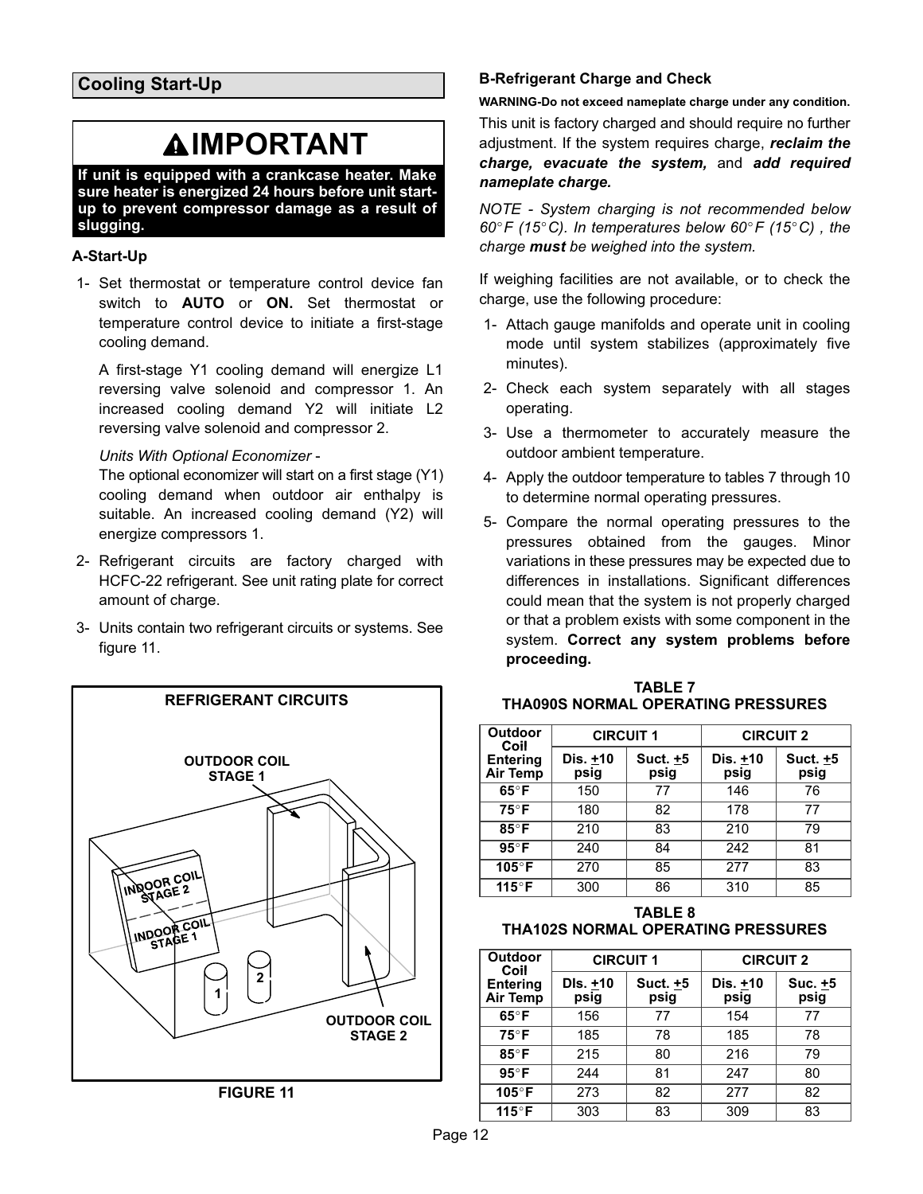## Cooling Start-Up

### ⚠IMPORTANT

**If unit is equipped with a crankcase heater. Make sure heater is energized 24 hours before unit start-up to prevent compressor damage as a result of slugging.**

### A-Start-Up

1- Set thermostat or temperature control device fan switch to **AUTO** or **ON.** Set thermostat or temperature control device to initiate a first-stage cooling demand.

   A first-stage Y1 cooling demand will energize L1 reversing valve solenoid and compressor 1. An increased cooling demand Y2 will initiate L2 reversing valve solenoid and compressor 2.

   *Units With Optional Economizer -*
   The optional economizer will start on a first stage (Y1) cooling demand when outdoor air enthalpy is suitable. An increased cooling demand (Y2) will energize compressors 1.

2- Refrigerant circuits are factory charged with HCFC-22 refrigerant. See unit rating plate for correct amount of charge.

3- Units contain two refrigerant circuits or systems. See figure 11.

**REFRIGERANT CIRCUITS**

OUTDOOR COIL STAGE 1

INDOOR COIL STAGE 2

INDOOR COIL STAGE 1

OUTDOOR COIL STAGE 2

**FIGURE 11**

### B-Refrigerant Charge and Check

**WARNING-Do not exceed nameplate charge under any condition.**

This unit is factory charged and should require no further adjustment. If the system requires charge, ***reclaim the charge, evacuate the system,*** and ***add required nameplate charge.***

*NOTE - System charging is not recommended below 60°F (15°C). In temperatures below 60°F (15°C) , the charge **must** be weighed into the system.*

If weighing facilities are not available, or to check the charge, use the following procedure:

1- Attach gauge manifolds and operate unit in cooling mode until system stabilizes (approximately five minutes).

2- Check each system separately with all stages operating.

3- Use a thermometer to accurately measure the outdoor ambient temperature.

4- Apply the outdoor temperature to tables 7 through 10 to determine normal operating pressures.

5- Compare the normal operating pressures to the pressures obtained from the gauges. Minor variations in these pressures may be expected due to differences in installations. Significant differences could mean that the system is not properly charged or that a problem exists with some component in the system. **Correct any system problems before proceeding.**

**TABLE 7**
**THA090S NORMAL OPERATING PRESSURES**

| Outdoor Coil Entering Air Temp | CIRCUIT 1 | | CIRCUIT 2 | |
|---|---|---|---|---|
| | Dis. ±10 psig | Suct. ±5 psig | Dis. ±10 psig | Suct. ±5 psig |
| **65°F** | 150 | 77 | 146 | 76 |
| **75°F** | 180 | 82 | 178 | 77 |
| **85°F** | 210 | 83 | 210 | 79 |
| **95°F** | 240 | 84 | 242 | 81 |
| **105°F** | 270 | 85 | 277 | 83 |
| **115°F** | 300 | 86 | 310 | 85 |

**TABLE 8**
**THA102S NORMAL OPERATING PRESSURES**

| Outdoor Coil Entering Air Temp | CIRCUIT 1 | | CIRCUIT 2 | |
|---|---|---|---|---|
| | DIs. ±10 psig | Suct. ±5 psig | Dis. ±10 psig | Suc. ±5 psig |
| **65°F** | 156 | 77 | 154 | 77 |
| **75°F** | 185 | 78 | 185 | 78 |
| **85°F** | 215 | 80 | 216 | 79 |
| **95°F** | 244 | 81 | 247 | 80 |
| **105°F** | 273 | 82 | 277 | 82 |
| **115°F** | 303 | 83 | 309 | 83 |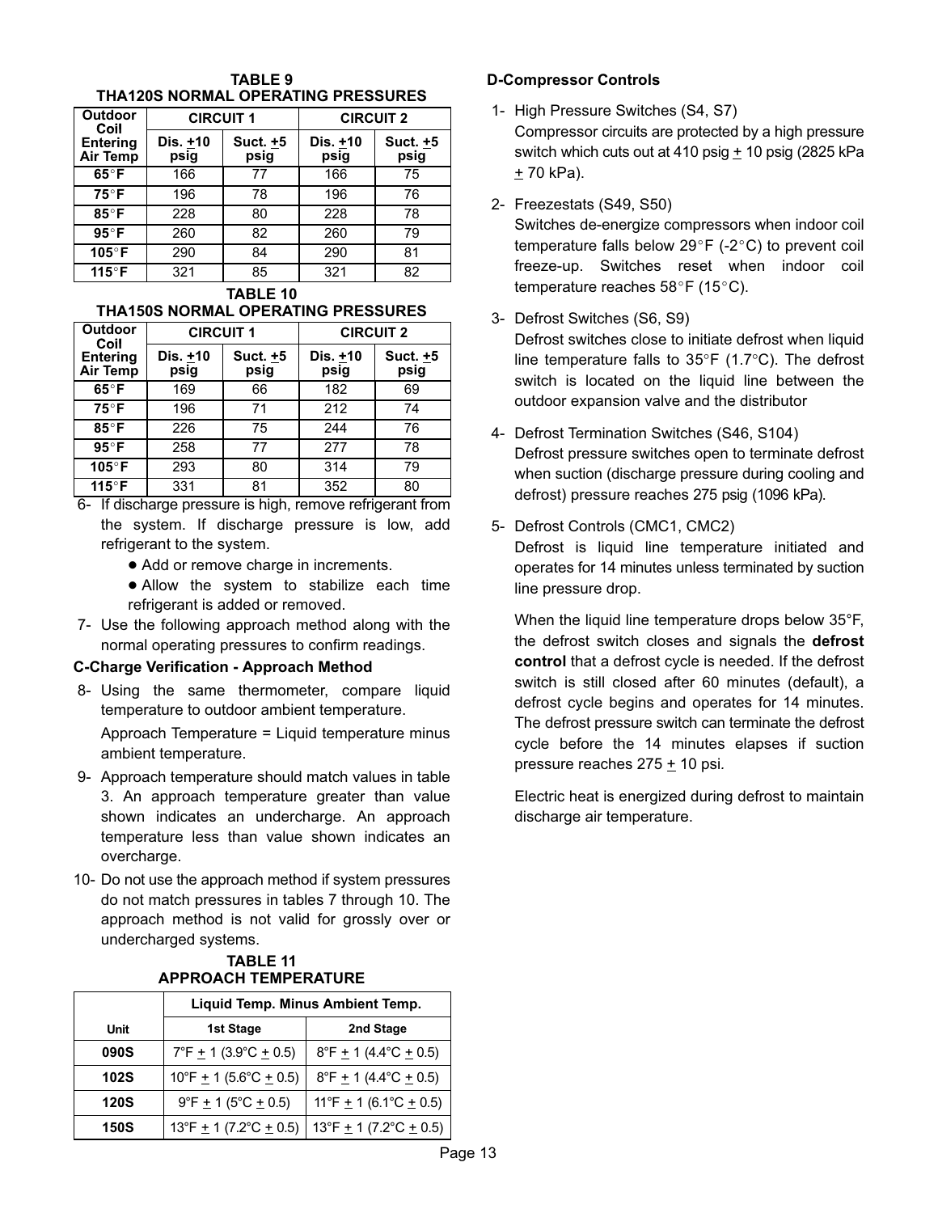**TABLE 9**
**THA120S NORMAL OPERATING PRESSURES**

| Outdoor Coil Entering Air Temp | CIRCUIT 1 | | CIRCUIT 2 | |
|---|---|---|---|---|
| | Dis. ±10 psig | Suct. ±5 psig | Dis. ±10 psig | Suct. ±5 psig |
| 65°F | 166 | 77 | 166 | 75 |
| 75°F | 196 | 78 | 196 | 76 |
| 85°F | 228 | 80 | 228 | 78 |
| 95°F | 260 | 82 | 260 | 79 |
| 105°F | 290 | 84 | 290 | 81 |
| 115°F | 321 | 85 | 321 | 82 |

**TABLE 10**
**THA150S NORMAL OPERATING PRESSURES**

| Outdoor Coil Entering Air Temp | CIRCUIT 1 | | CIRCUIT 2 | |
|---|---|---|---|---|
| | Dis. ±10 psig | Suct. ±5 psig | Dis. ±10 psig | Suct. ±5 psig |
| 65°F | 169 | 66 | 182 | 69 |
| 75°F | 196 | 71 | 212 | 74 |
| 85°F | 226 | 75 | 244 | 76 |
| 95°F | 258 | 77 | 277 | 78 |
| 105°F | 293 | 80 | 314 | 79 |
| 115°F | 331 | 81 | 352 | 80 |

6- If discharge pressure is high, remove refrigerant from the system. If discharge pressure is low, add refrigerant to the system.
   - Add or remove charge in increments.
   - Allow the system to stabilize each time refrigerant is added or removed.

7- Use the following approach method along with the normal operating pressures to confirm readings.

### C-Charge Verification - Approach Method

8- Using the same thermometer, compare liquid temperature to outdoor ambient temperature.

   Approach Temperature = Liquid temperature minus ambient temperature.

9- Approach temperature should match values in table 3. An approach temperature greater than value shown indicates an undercharge. An approach temperature less than value shown indicates an overcharge.

10- Do not use the approach method if system pressures do not match pressures in tables 7 through 10. The approach method is not valid for grossly over or undercharged systems.

**TABLE 11**
**APPROACH TEMPERATURE**

| Unit | Liquid Temp. Minus Ambient Temp. | |
|---|---|---|
| | 1st Stage | 2nd Stage |
| 090S | 7°F ± 1 (3.9°C ± 0.5) | 8°F ± 1 (4.4°C ± 0.5) |
| 102S | 10°F ± 1 (5.6°C ± 0.5) | 8°F ± 1 (4.4°C ± 0.5) |
| 120S | 9°F ± 1 (5°C ± 0.5) | 11°F ± 1 (6.1°C ± 0.5) |
| 150S | 13°F ± 1 (7.2°C ± 0.5) | 13°F ± 1 (7.2°C ± 0.5) |

### D-Compressor Controls

1- High Pressure Switches (S4, S7)
   Compressor circuits are protected by a high pressure switch which cuts out at 410 psig ± 10 psig (2825 kPa ± 70 kPa).

2- Freezestats (S49, S50)
   Switches de-energize compressors when indoor coil temperature falls below 29°F (-2°C) to prevent coil freeze-up. Switches reset when indoor coil temperature reaches 58°F (15°C).

3- Defrost Switches (S6, S9)
   Defrost switches close to initiate defrost when liquid line temperature falls to 35°F (1.7°C). The defrost switch is located on the liquid line between the outdoor expansion valve and the distributor

4- Defrost Termination Switches (S46, S104)
   Defrost pressure switches open to terminate defrost when suction (discharge pressure during cooling and defrost) pressure reaches 275 psig (1096 kPa).

5- Defrost Controls (CMC1, CMC2)
   Defrost is liquid line temperature initiated and operates for 14 minutes unless terminated by suction line pressure drop.

   When the liquid line temperature drops below 35°F, the defrost switch closes and signals the **defrost control** that a defrost cycle is needed. If the defrost switch is still closed after 60 minutes (default), a defrost cycle begins and operates for 14 minutes. The defrost pressure switch can terminate the defrost cycle before the 14 minutes elapses if suction pressure reaches 275 ± 10 psi.

   Electric heat is energized during defrost to maintain discharge air temperature.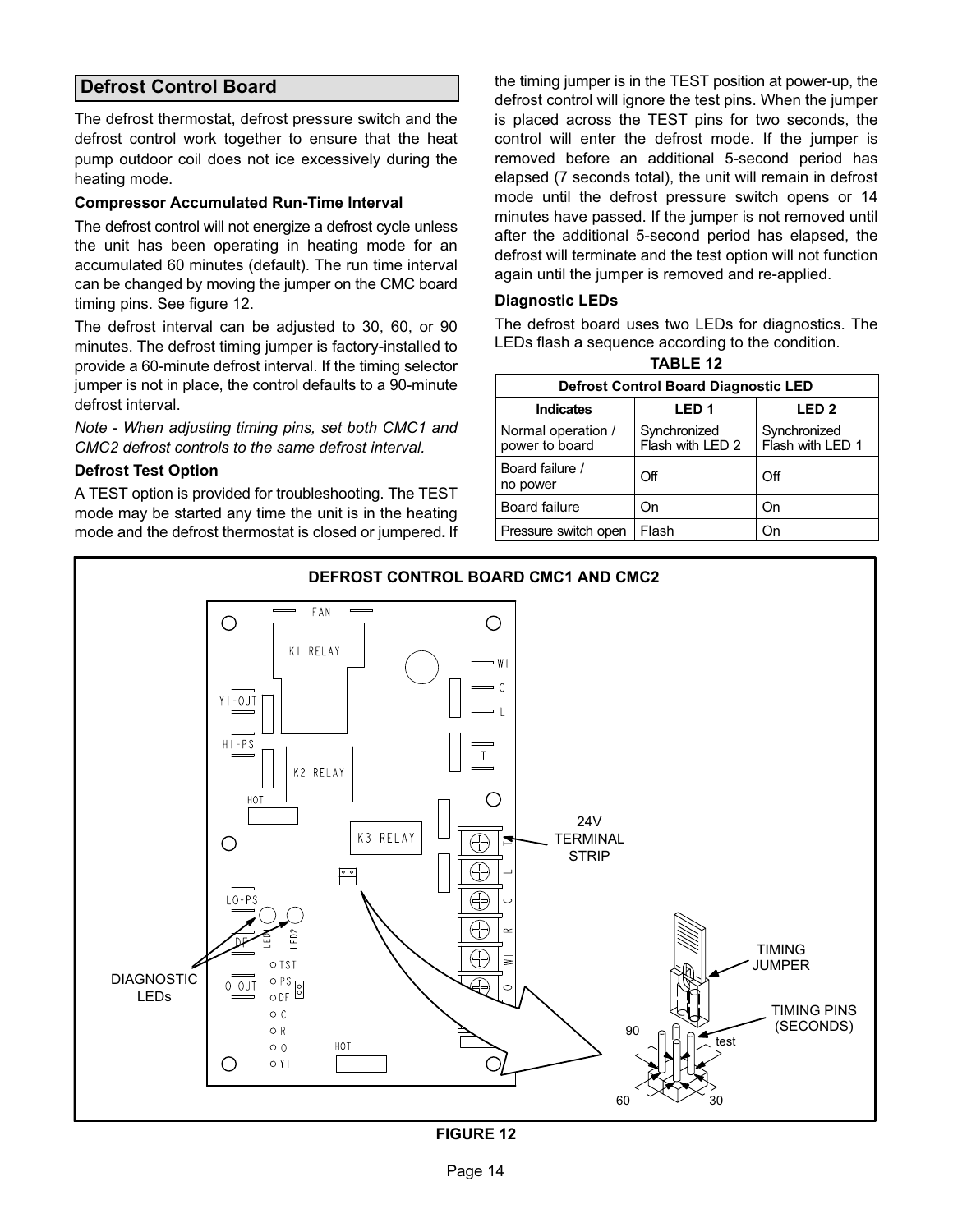## Defrost Control Board

The defrost thermostat, defrost pressure switch and the defrost control work together to ensure that the heat pump outdoor coil does not ice excessively during the heating mode.

### Compressor Accumulated Run-Time Interval

The defrost control will not energize a defrost cycle unless the unit has been operating in heating mode for an accumulated 60 minutes (default). The run time interval can be changed by moving the jumper on the CMC board timing pins. See figure 12.

The defrost interval can be adjusted to 30, 60, or 90 minutes. The defrost timing jumper is factory-installed to provide a 60-minute defrost interval. If the timing selector jumper is not in place, the control defaults to a 90-minute defrost interval.

*Note - When adjusting timing pins, set both CMC1 and CMC2 defrost controls to the same defrost interval.*

### Defrost Test Option

A TEST option is provided for troubleshooting. The TEST mode may be started any time the unit is in the heating mode and the defrost thermostat is closed or jumpered**.** If the timing jumper is in the TEST position at power-up, the defrost control will ignore the test pins. When the jumper is placed across the TEST pins for two seconds, the control will enter the defrost mode. If the jumper is removed before an additional 5-second period has elapsed (7 seconds total), the unit will remain in defrost mode until the defrost pressure switch opens or 14 minutes have passed. If the jumper is not removed until after the additional 5-second period has elapsed, the defrost will terminate and the test option will not function again until the jumper is removed and re-applied.

### Diagnostic LEDs

The defrost board uses two LEDs for diagnostics. The LEDs flash a sequence according to the condition.

**TABLE 12**

| Defrost Control Board Diagnostic LED | | |
|---|---|---|
| **Indicates** | **LED 1** | **LED 2** |
| Normal operation / power to board | Synchronized Flash with LED 2 | Synchronized Flash with LED 1 |
| Board failure / no power | Off | Off |
| Board failure | On | On |
| Pressure switch open | Flash | On |

DEFROST CONTROL BOARD CMC1 AND CMC2

FAN, K1 RELAY, W1, C, L, Y1-OUT, HI-PS, K2 RELAY, T, HOT, K3 RELAY, 24V TERMINAL STRIP, LO-PS, LED1, LED2, DF, DIAGNOSTIC LEDs, O-OUT, TST, PS, DF, C, R, O, Y1, HOT, TIMING JUMPER, TIMING PINS (SECONDS), 90, test, 60, 30

**FIGURE 12**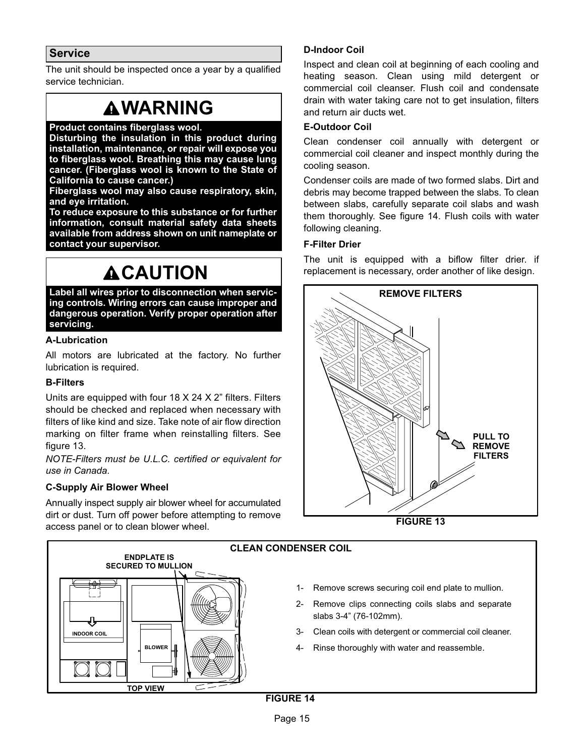## Service

The unit should be inspected once a year by a qualified service technician.

**⚠WARNING**

**Product contains fiberglass wool.**
**Disturbing the insulation in this product during installation, maintenance, or repair will expose you to fiberglass wool. Breathing this may cause lung cancer. (Fiberglass wool is known to the State of California to cause cancer.)**
**Fiberglass wool may also cause respiratory, skin, and eye irritation.**
**To reduce exposure to this substance or for further information, consult material safety data sheets available from address shown on unit nameplate or contact your supervisor.**

**⚠CAUTION**

**Label all wires prior to disconnection when servicing controls. Wiring errors can cause improper and dangerous operation. Verify proper operation after servicing.**

### A-Lubrication

All motors are lubricated at the factory. No further lubrication is required.

### B-Filters

Units are equipped with four 18 X 24 X 2" filters. Filters should be checked and replaced when necessary with filters of like kind and size. Take note of air flow direction marking on filter frame when reinstalling filters. See figure 13.

*NOTE-Filters must be U.L.C. certified or equivalent for use in Canada.*

### C-Supply Air Blower Wheel

Annually inspect supply air blower wheel for accumulated dirt or dust. Turn off power before attempting to remove access panel or to clean blower wheel.

### D-Indoor Coil

Inspect and clean coil at beginning of each cooling and heating season. Clean using mild detergent or commercial coil cleanser. Flush coil and condensate drain with water taking care not to get insulation, filters and return air ducts wet.

### E-Outdoor Coil

Clean condenser coil annually with detergent or commercial coil cleaner and inspect monthly during the cooling season.

Condenser coils are made of two formed slabs. Dirt and debris may become trapped between the slabs. To clean between slabs, carefully separate coil slabs and wash them thoroughly. See figure 14. Flush coils with water following cleaning.

### F-Filter Drier

The unit is equipped with a biflow filter drier. if replacement is necessary, order another of like design.

REMOVE FILTERS

PULL TO REMOVE FILTERS

FIGURE 13

CLEAN CONDENSER COIL

ENDPLATE IS SECURED TO MULLION

INDOOR COIL

BLOWER

TOP VIEW

1- Remove screws securing coil end plate to mullion.
2- Remove clips connecting coils slabs and separate slabs 3-4" (76-102mm).
3- Clean coils with detergent or commercial coil cleaner.
4- Rinse thoroughly with water and reassemble.

FIGURE 14